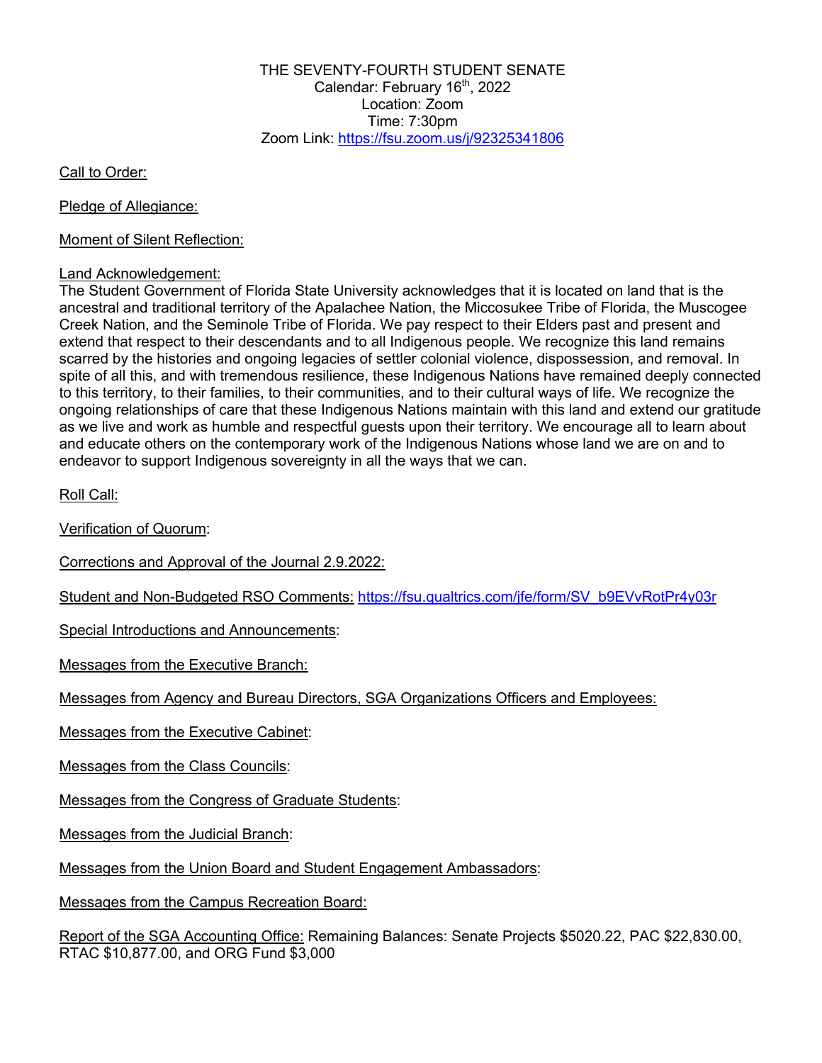THE SEVENTY-FOURTH STUDENT SENATE
Calendar: February 16th, 2022
Location: Zoom
Time: 7:30pm
Zoom Link: https://fsu.zoom.us/j/92325341806

Call to Order:

Pledge of Allegiance:

Moment of Silent Reflection:

Land Acknowledgement:
The Student Government of Florida State University acknowledges that it is located on land that is the ancestral and traditional territory of the Apalachee Nation, the Miccosukee Tribe of Florida, the Muscogee Creek Nation, and the Seminole Tribe of Florida. We pay respect to their Elders past and present and extend that respect to their descendants and to all Indigenous people. We recognize this land remains scarred by the histories and ongoing legacies of settler colonial violence, dispossession, and removal. In spite of all this, and with tremendous resilience, these Indigenous Nations have remained deeply connected to this territory, to their families, to their communities, and to their cultural ways of life. We recognize the ongoing relationships of care that these Indigenous Nations maintain with this land and extend our gratitude as we live and work as humble and respectful guests upon their territory. We encourage all to learn about and educate others on the contemporary work of the Indigenous Nations whose land we are on and to endeavor to support Indigenous sovereignty in all the ways that we can.

Roll Call:

Verification of Quorum:

Corrections and Approval of the Journal 2.9.2022:

Student and Non-Budgeted RSO Comments: https://fsu.qualtrics.com/jfe/form/SV_b9EVvRotPr4y03r

Special Introductions and Announcements:

Messages from the Executive Branch:

Messages from Agency and Bureau Directors, SGA Organizations Officers and Employees:

Messages from the Executive Cabinet:

Messages from the Class Councils:

Messages from the Congress of Graduate Students:

Messages from the Judicial Branch:

Messages from the Union Board and Student Engagement Ambassadors:

Messages from the Campus Recreation Board:

Report of the SGA Accounting Office: Remaining Balances: Senate Projects $5020.22, PAC $22,830.00, RTAC $10,877.00, and ORG Fund $3,000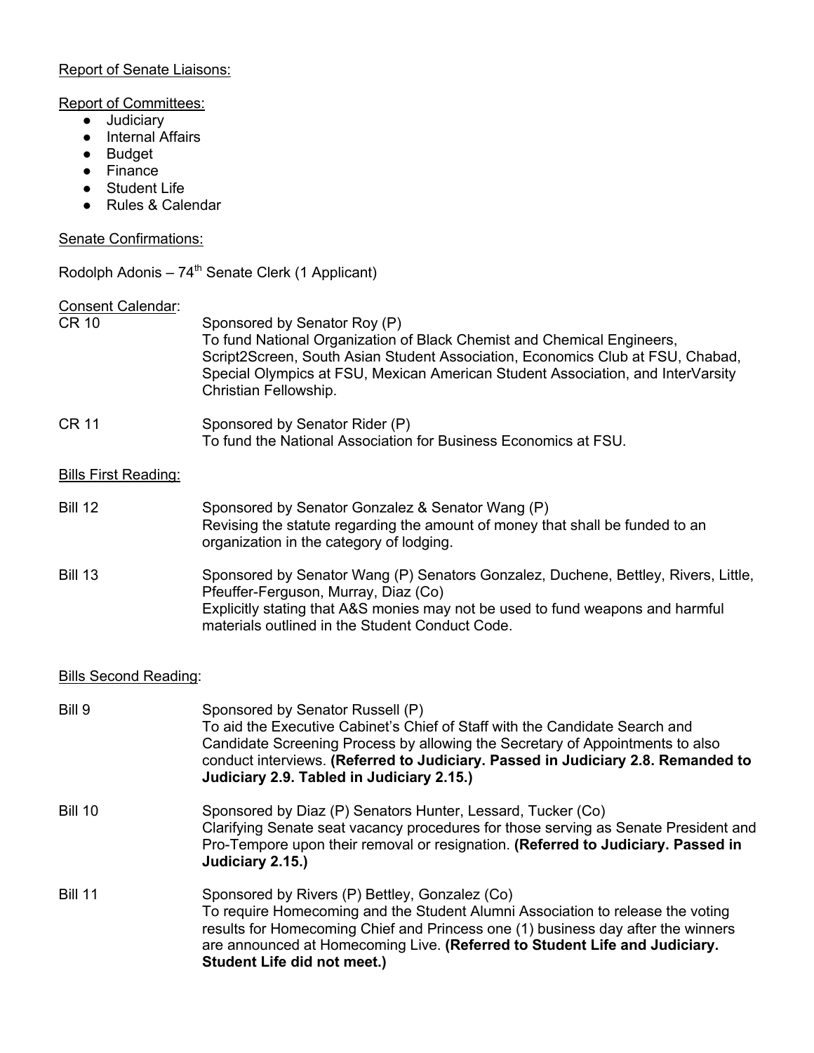Report of Senate Liaisons:

Report of Committees:

- Judiciary
- Internal Affairs
- Budget
- Finance
- Student Life
- Rules & Calendar

Senate Confirmations:

Rodolph Adonis – 74th Senate Clerk (1 Applicant)

Consent Calendar:

CR 10 — Sponsored by Senator Roy (P)
To fund National Organization of Black Chemist and Chemical Engineers, Script2Screen, South Asian Student Association, Economics Club at FSU, Chabad, Special Olympics at FSU, Mexican American Student Association, and InterVarsity Christian Fellowship.

CR 11 — Sponsored by Senator Rider (P)
To fund the National Association for Business Economics at FSU.

Bills First Reading:

Bill 12 — Sponsored by Senator Gonzalez & Senator Wang (P)
Revising the statute regarding the amount of money that shall be funded to an organization in the category of lodging.

Bill 13 — Sponsored by Senator Wang (P) Senators Gonzalez, Duchene, Bettley, Rivers, Little, Pfeuffer-Ferguson, Murray, Diaz (Co)
Explicitly stating that A&S monies may not be used to fund weapons and harmful materials outlined in the Student Conduct Code.

Bills Second Reading:

Bill 9 — Sponsored by Senator Russell (P)
To aid the Executive Cabinet's Chief of Staff with the Candidate Search and Candidate Screening Process by allowing the Secretary of Appointments to also conduct interviews. **(Referred to Judiciary. Passed in Judiciary 2.8. Remanded to Judiciary 2.9. Tabled in Judiciary 2.15.)**

Bill 10 — Sponsored by Diaz (P) Senators Hunter, Lessard, Tucker (Co)
Clarifying Senate seat vacancy procedures for those serving as Senate President and Pro-Tempore upon their removal or resignation. **(Referred to Judiciary. Passed in Judiciary 2.15.)**

Bill 11 — Sponsored by Rivers (P) Bettley, Gonzalez (Co)
To require Homecoming and the Student Alumni Association to release the voting results for Homecoming Chief and Princess one (1) business day after the winners are announced at Homecoming Live. **(Referred to Student Life and Judiciary. Student Life did not meet.)**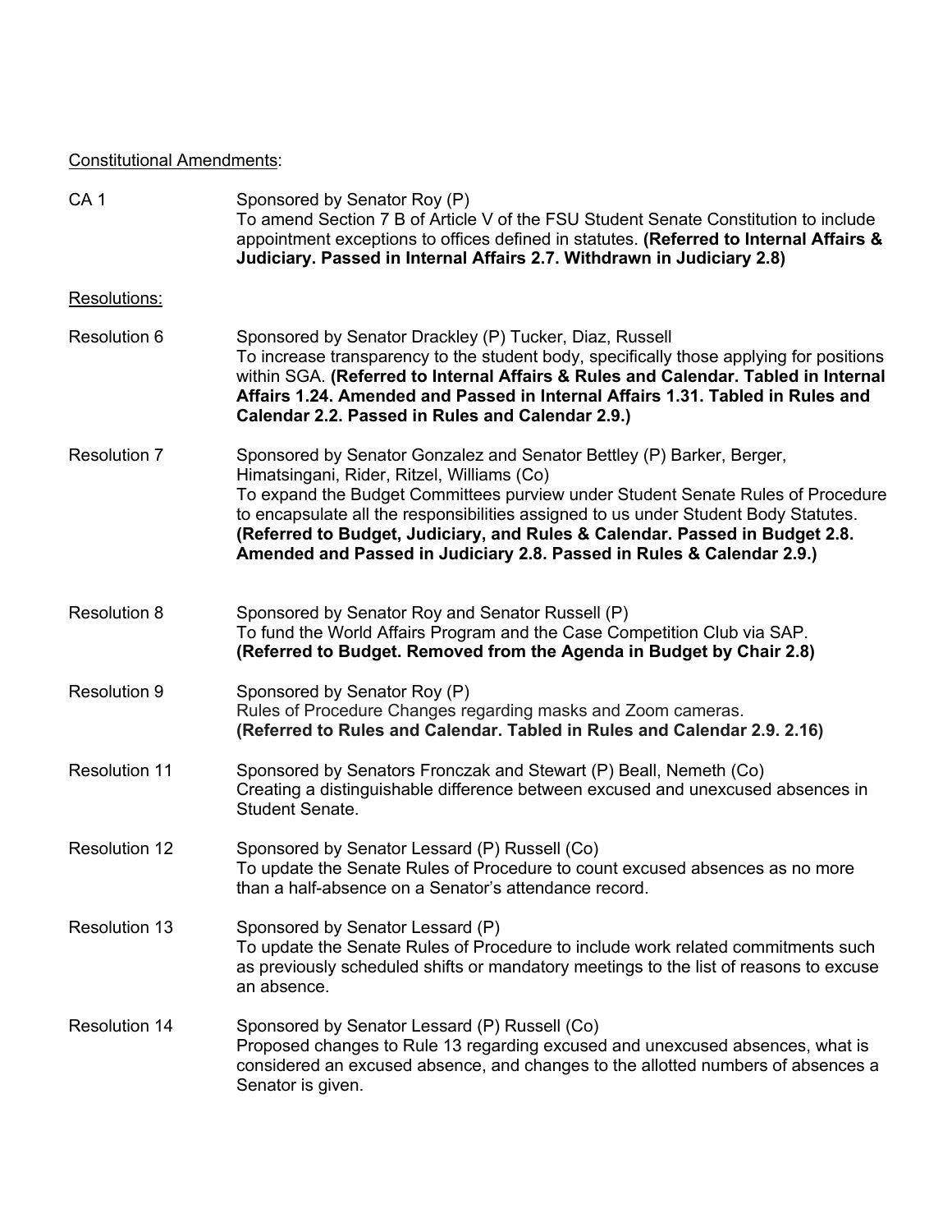<u>Constitutional Amendments</u>:

CA 1 — Sponsored by Senator Roy (P)
To amend Section 7 B of Article V of the FSU Student Senate Constitution to include appointment exceptions to offices defined in statutes. **(Referred to Internal Affairs & Judiciary. Passed in Internal Affairs 2.7. Withdrawn in Judiciary 2.8)**

<u>Resolutions:</u>

Resolution 6 — Sponsored by Senator Drackley (P) Tucker, Diaz, Russell
To increase transparency to the student body, specifically those applying for positions within SGA. **(Referred to Internal Affairs & Rules and Calendar. Tabled in Internal Affairs 1.24. Amended and Passed in Internal Affairs 1.31. Tabled in Rules and Calendar 2.2. Passed in Rules and Calendar 2.9.)**

Resolution 7 — Sponsored by Senator Gonzalez and Senator Bettley (P) Barker, Berger, Himatsingani, Rider, Ritzel, Williams (Co)
To expand the Budget Committees purview under Student Senate Rules of Procedure to encapsulate all the responsibilities assigned to us under Student Body Statutes. **(Referred to Budget, Judiciary, and Rules & Calendar. Passed in Budget 2.8. Amended and Passed in Judiciary 2.8. Passed in Rules & Calendar 2.9.)**

Resolution 8 — Sponsored by Senator Roy and Senator Russell (P)
To fund the World Affairs Program and the Case Competition Club via SAP. **(Referred to Budget. Removed from the Agenda in Budget by Chair 2.8)**

Resolution 9 — Sponsored by Senator Roy (P)
Rules of Procedure Changes regarding masks and Zoom cameras. **(Referred to Rules and Calendar. Tabled in Rules and Calendar 2.9. 2.16)**

Resolution 11 — Sponsored by Senators Fronczak and Stewart (P) Beall, Nemeth (Co)
Creating a distinguishable difference between excused and unexcused absences in Student Senate.

Resolution 12 — Sponsored by Senator Lessard (P) Russell (Co)
To update the Senate Rules of Procedure to count excused absences as no more than a half-absence on a Senator's attendance record.

Resolution 13 — Sponsored by Senator Lessard (P)
To update the Senate Rules of Procedure to include work related commitments such as previously scheduled shifts or mandatory meetings to the list of reasons to excuse an absence.

Resolution 14 — Sponsored by Senator Lessard (P) Russell (Co)
Proposed changes to Rule 13 regarding excused and unexcused absences, what is considered an excused absence, and changes to the allotted numbers of absences a Senator is given.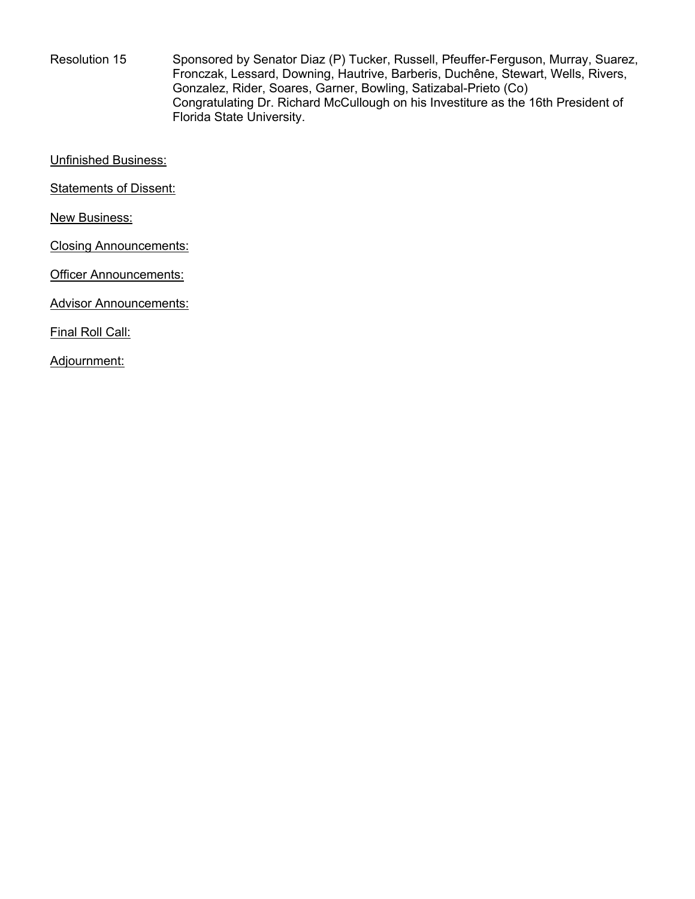Resolution 15 Sponsored by Senator Diaz (P) Tucker, Russell, Pfeuffer-Ferguson, Murray, Suarez, Fronczak, Lessard, Downing, Hautrive, Barberis, Duchêne, Stewart, Wells, Rivers, Gonzalez, Rider, Soares, Garner, Bowling, Satizabal-Prieto (Co)
Congratulating Dr. Richard McCullough on his Investiture as the 16th President of Florida State University.

<u>Unfinished Business:</u>

<u>Statements of Dissent:</u>

<u>New Business:</u>

<u>Closing Announcements:</u>

<u>Officer Announcements:</u>

<u>Advisor Announcements:</u>

<u>Final Roll Call:</u>

<u>Adjournment:</u>